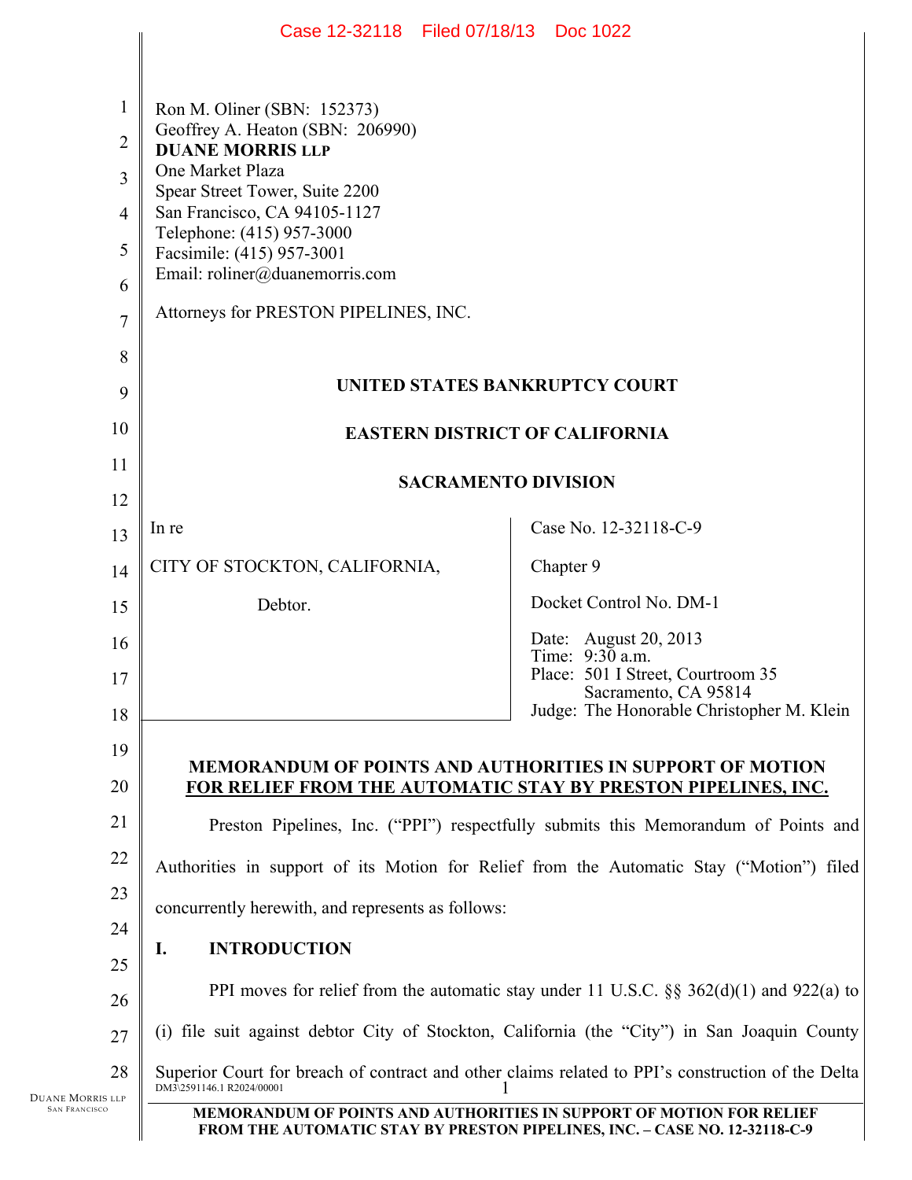Ron M. Oliner (SBN: 152373)
Geoffrey A. Heaton (SBN: 206990)
**DUANE MORRIS LLP**
One Market Plaza
Spear Street Tower, Suite 2200
San Francisco, CA 94105-1127
Telephone: (415) 957-3000
Facsimile: (415) 957-3001
Email: roliner@duanemorris.com

Attorneys for PRESTON PIPELINES, INC.

**UNITED STATES BANKRUPTCY COURT**

**EASTERN DISTRICT OF CALIFORNIA**

**SACRAMENTO DIVISION**

| | |
|---|---|
| In re<br><br>CITY OF STOCKTON, CALIFORNIA,<br><br>Debtor. | Case No. 12-32118-C-9<br><br>Chapter 9<br><br>Docket Control No. DM-1<br><br>Date: August 20, 2013<br>Time: 9:30 a.m.<br>Place: 501 I Street, Courtroom 35<br>Sacramento, CA 95814<br>Judge: The Honorable Christopher M. Klein |

**MEMORANDUM OF POINTS AND AUTHORITIES IN SUPPORT OF MOTION FOR RELIEF FROM THE AUTOMATIC STAY BY PRESTON PIPELINES, INC.**

Preston Pipelines, Inc. ("PPI") respectfully submits this Memorandum of Points and Authorities in support of its Motion for Relief from the Automatic Stay ("Motion") filed concurrently herewith, and represents as follows:

## I. INTRODUCTION

PPI moves for relief from the automatic stay under 11 U.S.C. §§ 362(d)(1) and 922(a) to (i) file suit against debtor City of Stockton, California (the "City") in San Joaquin County Superior Court for breach of contract and other claims related to PPI's construction of the Delta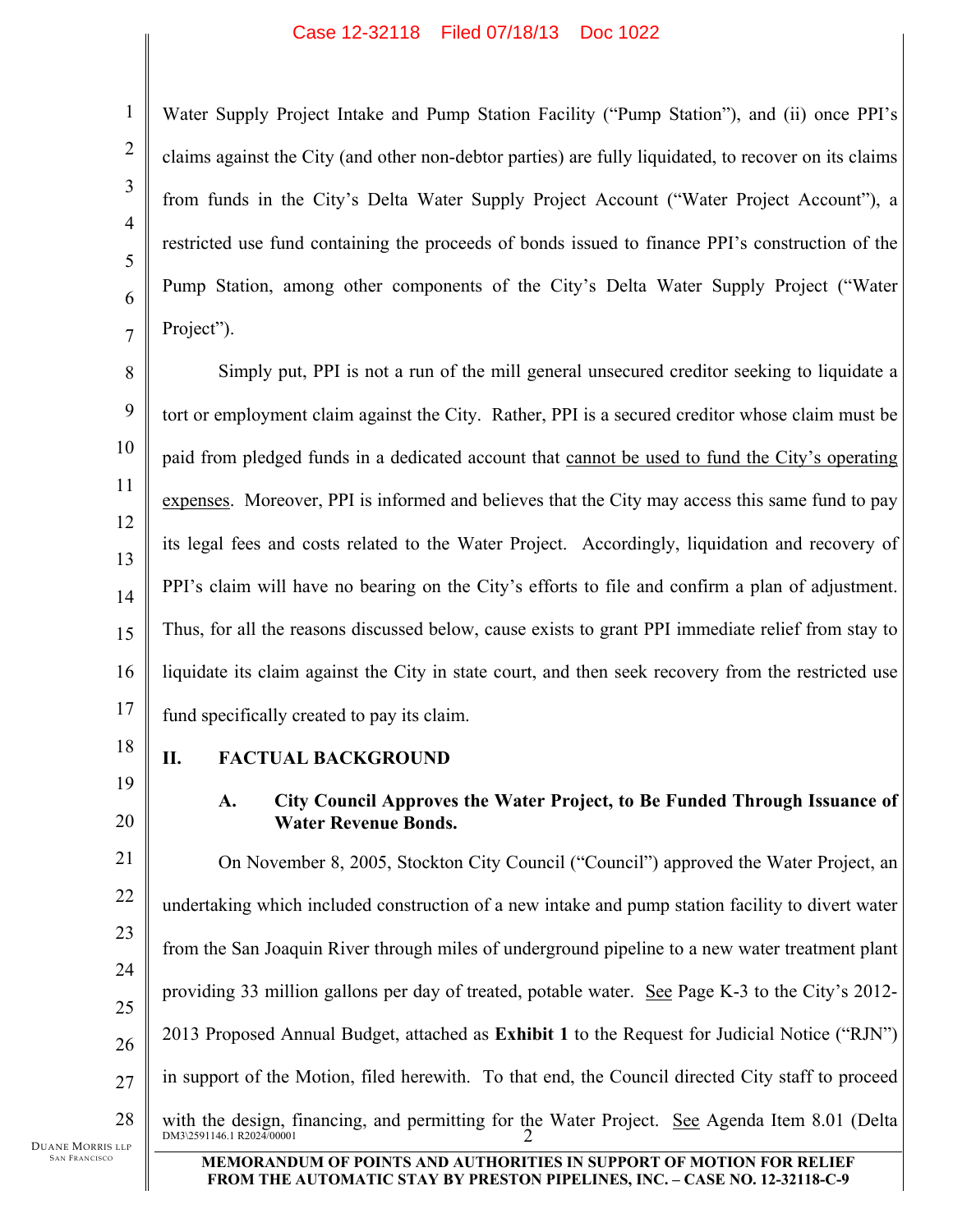Water Supply Project Intake and Pump Station Facility ("Pump Station"), and (ii) once PPI's claims against the City (and other non-debtor parties) are fully liquidated, to recover on its claims from funds in the City's Delta Water Supply Project Account ("Water Project Account"), a restricted use fund containing the proceeds of bonds issued to finance PPI's construction of the Pump Station, among other components of the City's Delta Water Supply Project ("Water Project").

Simply put, PPI is not a run of the mill general unsecured creditor seeking to liquidate a tort or employment claim against the City. Rather, PPI is a secured creditor whose claim must be paid from pledged funds in a dedicated account that cannot be used to fund the City's operating expenses. Moreover, PPI is informed and believes that the City may access this same fund to pay its legal fees and costs related to the Water Project. Accordingly, liquidation and recovery of PPI's claim will have no bearing on the City's efforts to file and confirm a plan of adjustment. Thus, for all the reasons discussed below, cause exists to grant PPI immediate relief from stay to liquidate its claim against the City in state court, and then seek recovery from the restricted use fund specifically created to pay its claim.

## II. FACTUAL BACKGROUND

### A. City Council Approves the Water Project, to Be Funded Through Issuance of Water Revenue Bonds.

On November 8, 2005, Stockton City Council ("Council") approved the Water Project, an undertaking which included construction of a new intake and pump station facility to divert water from the San Joaquin River through miles of underground pipeline to a new water treatment plant providing 33 million gallons per day of treated, potable water. See Page K-3 to the City's 2012-2013 Proposed Annual Budget, attached as **Exhibit 1** to the Request for Judicial Notice ("RJN") in support of the Motion, filed herewith. To that end, the Council directed City staff to proceed with the design, financing, and permitting for the Water Project. See Agenda Item 8.01 (Delta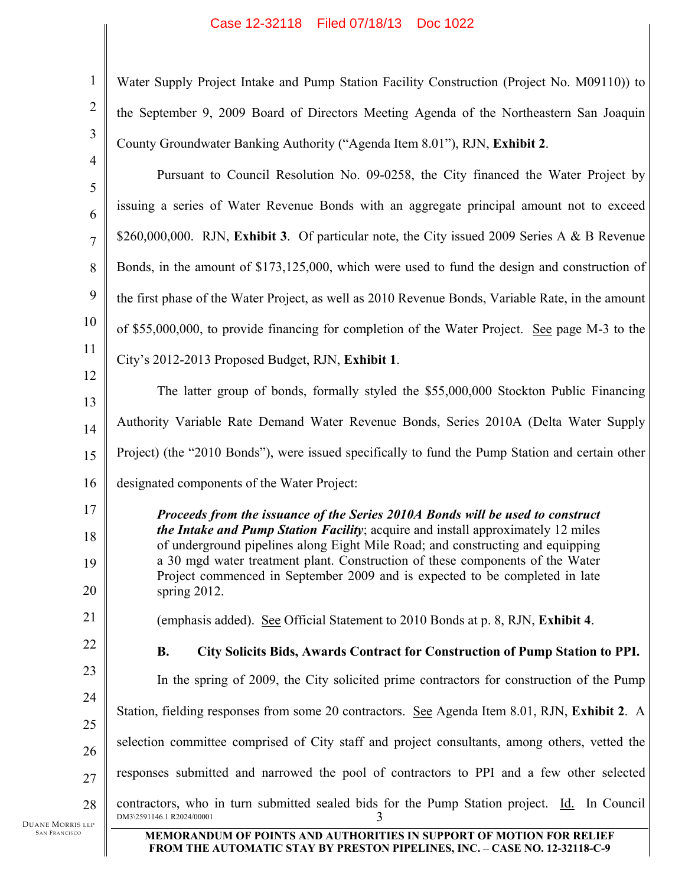Water Supply Project Intake and Pump Station Facility Construction (Project No. M09110)) to the September 9, 2009 Board of Directors Meeting Agenda of the Northeastern San Joaquin County Groundwater Banking Authority ("Agenda Item 8.01"), RJN, **Exhibit 2**.

Pursuant to Council Resolution No. 09-0258, the City financed the Water Project by issuing a series of Water Revenue Bonds with an aggregate principal amount not to exceed \$260,000,000. RJN, **Exhibit 3**. Of particular note, the City issued 2009 Series A & B Revenue Bonds, in the amount of \$173,125,000, which were used to fund the design and construction of the first phase of the Water Project, as well as 2010 Revenue Bonds, Variable Rate, in the amount of \$55,000,000, to provide financing for completion of the Water Project. See page M-3 to the City's 2012-2013 Proposed Budget, RJN, **Exhibit 1**.

The latter group of bonds, formally styled the \$55,000,000 Stockton Public Financing Authority Variable Rate Demand Water Revenue Bonds, Series 2010A (Delta Water Supply Project) (the "2010 Bonds"), were issued specifically to fund the Pump Station and certain other designated components of the Water Project:

> ***Proceeds from the issuance of the Series 2010A Bonds will be used to construct the Intake and Pump Station Facility***; acquire and install approximately 12 miles of underground pipelines along Eight Mile Road; and constructing and equipping a 30 mgd water treatment plant. Construction of these components of the Water Project commenced in September 2009 and is expected to be completed in late spring 2012.

(emphasis added). See Official Statement to 2010 Bonds at p. 8, RJN, **Exhibit 4**.

**B. City Solicits Bids, Awards Contract for Construction of Pump Station to PPI.**

In the spring of 2009, the City solicited prime contractors for construction of the Pump Station, fielding responses from some 20 contractors. See Agenda Item 8.01, RJN, **Exhibit 2**. A selection committee comprised of City staff and project consultants, among others, vetted the responses submitted and narrowed the pool of contractors to PPI and a few other selected contractors, who in turn submitted sealed bids for the Pump Station project. Id. In Council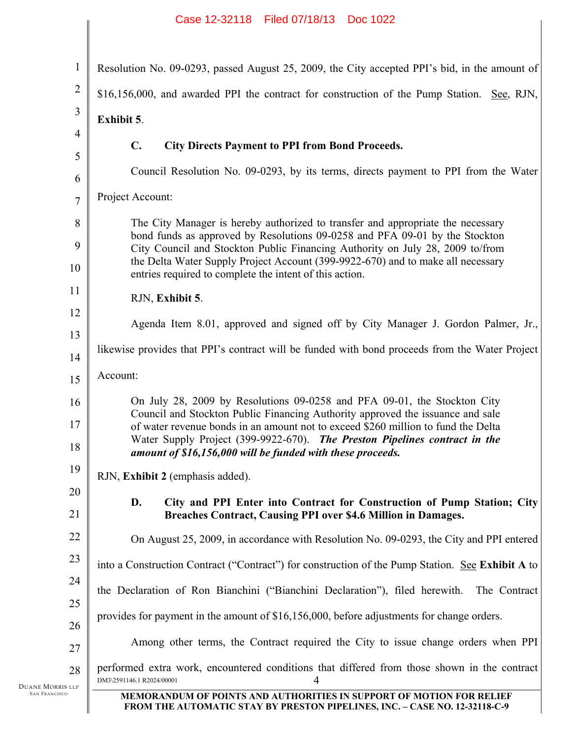Resolution No. 09-0293, passed August 25, 2009, the City accepted PPI's bid, in the amount of $16,156,000, and awarded PPI the contract for construction of the Pump Station. See, RJN, **Exhibit 5**.

### C. City Directs Payment to PPI from Bond Proceeds.

Council Resolution No. 09-0293, by its terms, directs payment to PPI from the Water Project Account:

> The City Manager is hereby authorized to transfer and appropriate the necessary bond funds as approved by Resolutions 09-0258 and PFA 09-01 by the Stockton City Council and Stockton Public Financing Authority on July 28, 2009 to/from the Delta Water Supply Project Account (399-9922-670) and to make all necessary entries required to complete the intent of this action.

RJN, **Exhibit 5**.

Agenda Item 8.01, approved and signed off by City Manager J. Gordon Palmer, Jr., likewise provides that PPI's contract will be funded with bond proceeds from the Water Project Account:

> On July 28, 2009 by Resolutions 09-0258 and PFA 09-01, the Stockton City Council and Stockton Public Financing Authority approved the issuance and sale of water revenue bonds in an amount not to exceed $260 million to fund the Delta Water Supply Project (399-9922-670). ***The Preston Pipelines contract in the amount of $16,156,000 will be funded with these proceeds.***

RJN, **Exhibit 2** (emphasis added).

### D. City and PPI Enter into Contract for Construction of Pump Station; City Breaches Contract, Causing PPI over $4.6 Million in Damages.

On August 25, 2009, in accordance with Resolution No. 09-0293, the City and PPI entered into a Construction Contract ("Contract") for construction of the Pump Station. See **Exhibit A** to the Declaration of Ron Bianchini ("Bianchini Declaration"), filed herewith. The Contract provides for payment in the amount of $16,156,000, before adjustments for change orders.

Among other terms, the Contract required the City to issue change orders when PPI performed extra work, encountered conditions that differed from those shown in the contract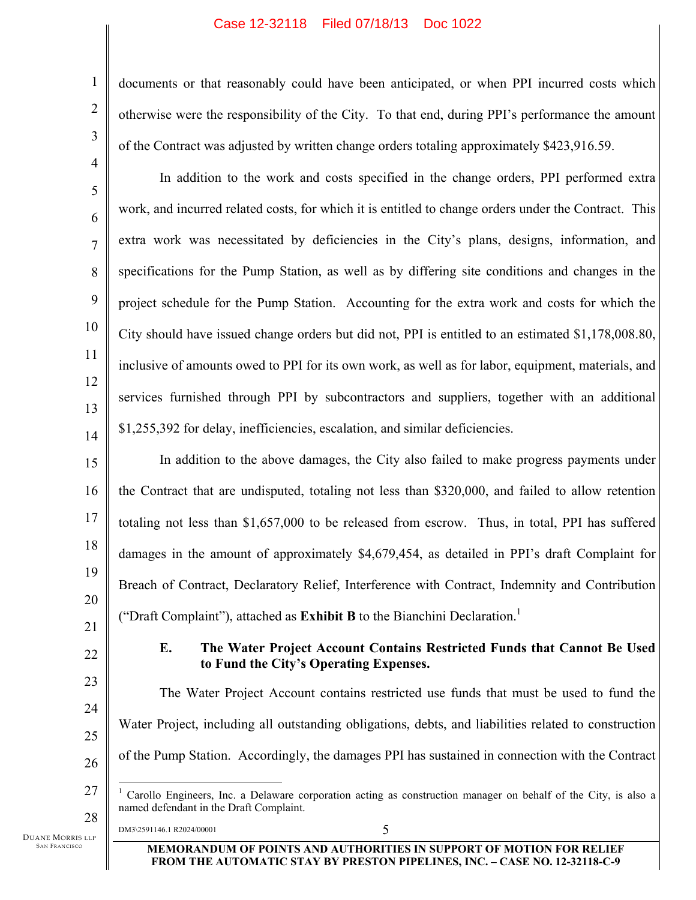documents or that reasonably could have been anticipated, or when PPI incurred costs which otherwise were the responsibility of the City. To that end, during PPI's performance the amount of the Contract was adjusted by written change orders totaling approximately $423,916.59.

In addition to the work and costs specified in the change orders, PPI performed extra work, and incurred related costs, for which it is entitled to change orders under the Contract. This extra work was necessitated by deficiencies in the City's plans, designs, information, and specifications for the Pump Station, as well as by differing site conditions and changes in the project schedule for the Pump Station. Accounting for the extra work and costs for which the City should have issued change orders but did not, PPI is entitled to an estimated $1,178,008.80, inclusive of amounts owed to PPI for its own work, as well as for labor, equipment, materials, and services furnished through PPI by subcontractors and suppliers, together with an additional $1,255,392 for delay, inefficiencies, escalation, and similar deficiencies.

In addition to the above damages, the City also failed to make progress payments under the Contract that are undisputed, totaling not less than $320,000, and failed to allow retention totaling not less than $1,657,000 to be released from escrow. Thus, in total, PPI has suffered damages in the amount of approximately $4,679,454, as detailed in PPI's draft Complaint for Breach of Contract, Declaratory Relief, Interference with Contract, Indemnity and Contribution ("Draft Complaint"), attached as **Exhibit B** to the Bianchini Declaration.[1]

### E. The Water Project Account Contains Restricted Funds that Cannot Be Used to Fund the City's Operating Expenses.

The Water Project Account contains restricted use funds that must be used to fund the Water Project, including all outstanding obligations, debts, and liabilities related to construction of the Pump Station. Accordingly, the damages PPI has sustained in connection with the Contract

[1] Carollo Engineers, Inc. a Delaware corporation acting as construction manager on behalf of the City, is also a named defendant in the Draft Complaint.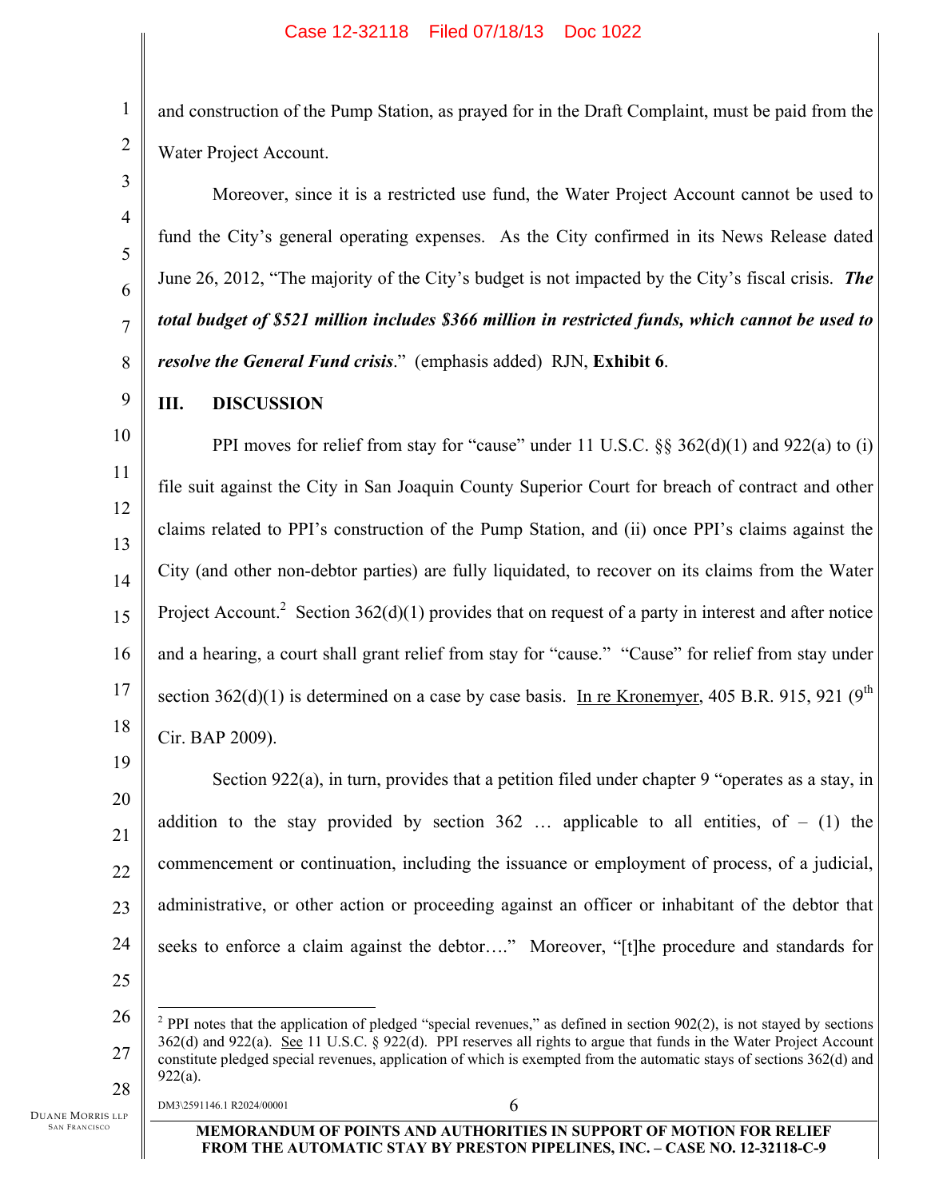and construction of the Pump Station, as prayed for in the Draft Complaint, must be paid from the Water Project Account.

Moreover, since it is a restricted use fund, the Water Project Account cannot be used to fund the City's general operating expenses. As the City confirmed in its News Release dated June 26, 2012, "The majority of the City's budget is not impacted by the City's fiscal crisis. ***The total budget of $521 million includes $366 million in restricted funds, which cannot be used to resolve the General Fund crisis***." (emphasis added) RJN, **Exhibit 6**.

## III. DISCUSSION

PPI moves for relief from stay for "cause" under 11 U.S.C. §§ 362(d)(1) and 922(a) to (i) file suit against the City in San Joaquin County Superior Court for breach of contract and other claims related to PPI's construction of the Pump Station, and (ii) once PPI's claims against the City (and other non-debtor parties) are fully liquidated, to recover on its claims from the Water Project Account.[2] Section 362(d)(1) provides that on request of a party in interest and after notice and a hearing, a court shall grant relief from stay for "cause." "Cause" for relief from stay under section 362(d)(1) is determined on a case by case basis. In re Kronemyer, 405 B.R. 915, 921 (9th Cir. BAP 2009).

Section 922(a), in turn, provides that a petition filed under chapter 9 "operates as a stay, in addition to the stay provided by section 362 … applicable to all entities, of – (1) the commencement or continuation, including the issuance or employment of process, of a judicial, administrative, or other action or proceeding against an officer or inhabitant of the debtor that seeks to enforce a claim against the debtor…." Moreover, "[t]he procedure and standards for

---

[2] PPI notes that the application of pledged "special revenues," as defined in section 902(2), is not stayed by sections 362(d) and 922(a). See 11 U.S.C. § 922(d). PPI reserves all rights to argue that funds in the Water Project Account constitute pledged special revenues, application of which is exempted from the automatic stays of sections 362(d) and 922(a).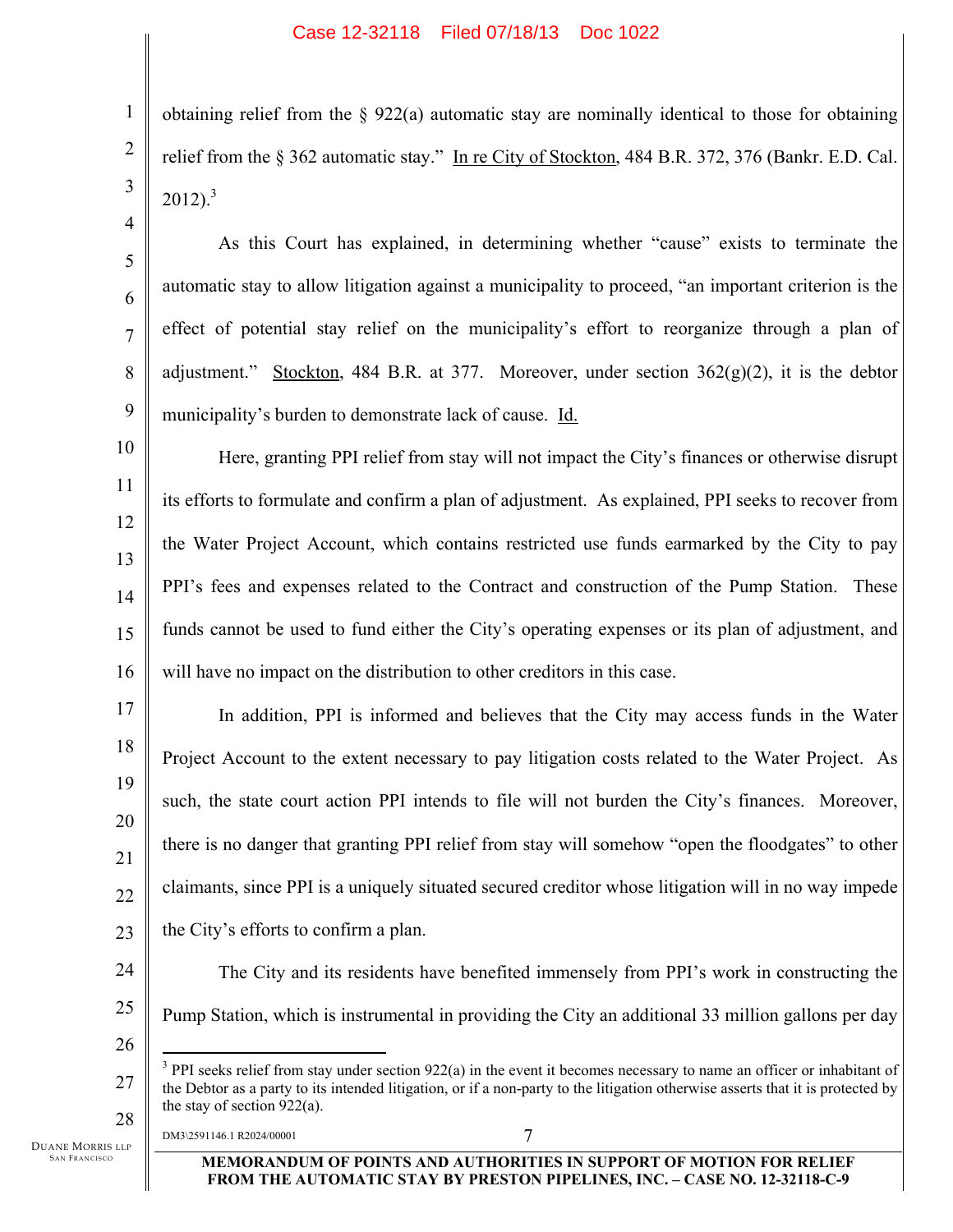obtaining relief from the § 922(a) automatic stay are nominally identical to those for obtaining relief from the § 362 automatic stay." In re City of Stockton, 484 B.R. 372, 376 (Bankr. E.D. Cal. 2012).[3]

As this Court has explained, in determining whether "cause" exists to terminate the automatic stay to allow litigation against a municipality to proceed, "an important criterion is the effect of potential stay relief on the municipality's effort to reorganize through a plan of adjustment." Stockton, 484 B.R. at 377. Moreover, under section 362(g)(2), it is the debtor municipality's burden to demonstrate lack of cause. Id.

Here, granting PPI relief from stay will not impact the City's finances or otherwise disrupt its efforts to formulate and confirm a plan of adjustment. As explained, PPI seeks to recover from the Water Project Account, which contains restricted use funds earmarked by the City to pay PPI's fees and expenses related to the Contract and construction of the Pump Station. These funds cannot be used to fund either the City's operating expenses or its plan of adjustment, and will have no impact on the distribution to other creditors in this case.

In addition, PPI is informed and believes that the City may access funds in the Water Project Account to the extent necessary to pay litigation costs related to the Water Project. As such, the state court action PPI intends to file will not burden the City's finances. Moreover, there is no danger that granting PPI relief from stay will somehow "open the floodgates" to other claimants, since PPI is a uniquely situated secured creditor whose litigation will in no way impede the City's efforts to confirm a plan.

The City and its residents have benefited immensely from PPI's work in constructing the Pump Station, which is instrumental in providing the City an additional 33 million gallons per day

---

[3] PPI seeks relief from stay under section 922(a) in the event it becomes necessary to name an officer or inhabitant of the Debtor as a party to its intended litigation, or if a non-party to the litigation otherwise asserts that it is protected by the stay of section 922(a).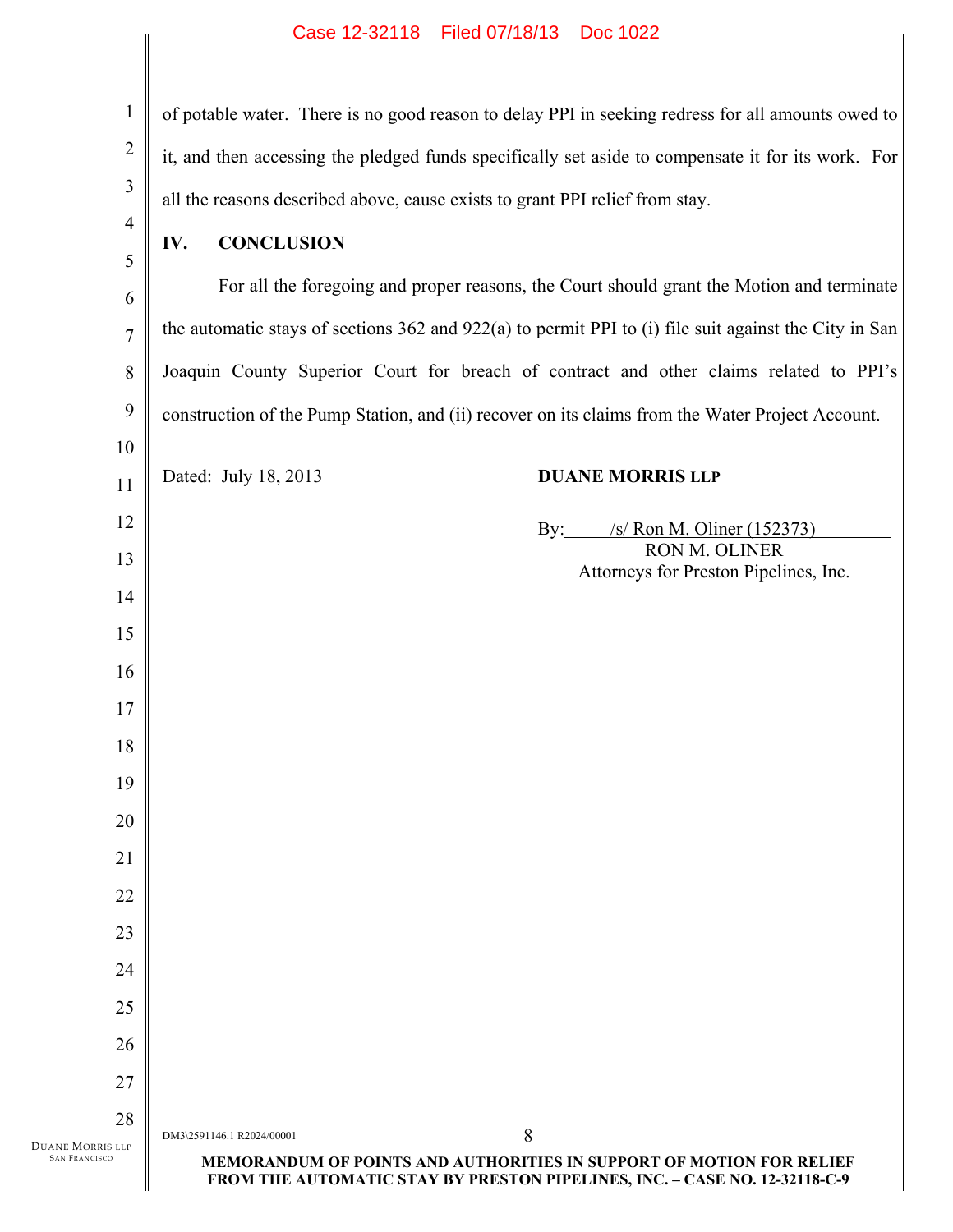of potable water. There is no good reason to delay PPI in seeking redress for all amounts owed to it, and then accessing the pledged funds specifically set aside to compensate it for its work. For all the reasons described above, cause exists to grant PPI relief from stay.

## IV. CONCLUSION

For all the foregoing and proper reasons, the Court should grant the Motion and terminate the automatic stays of sections 362 and 922(a) to permit PPI to (i) file suit against the City in San Joaquin County Superior Court for breach of contract and other claims related to PPI's construction of the Pump Station, and (ii) recover on its claims from the Water Project Account.

Dated: July 18, 2013

**DUANE MORRIS LLP**

By: /s/ Ron M. Oliner (152373)
RON M. OLINER
Attorneys for Preston Pipelines, Inc.